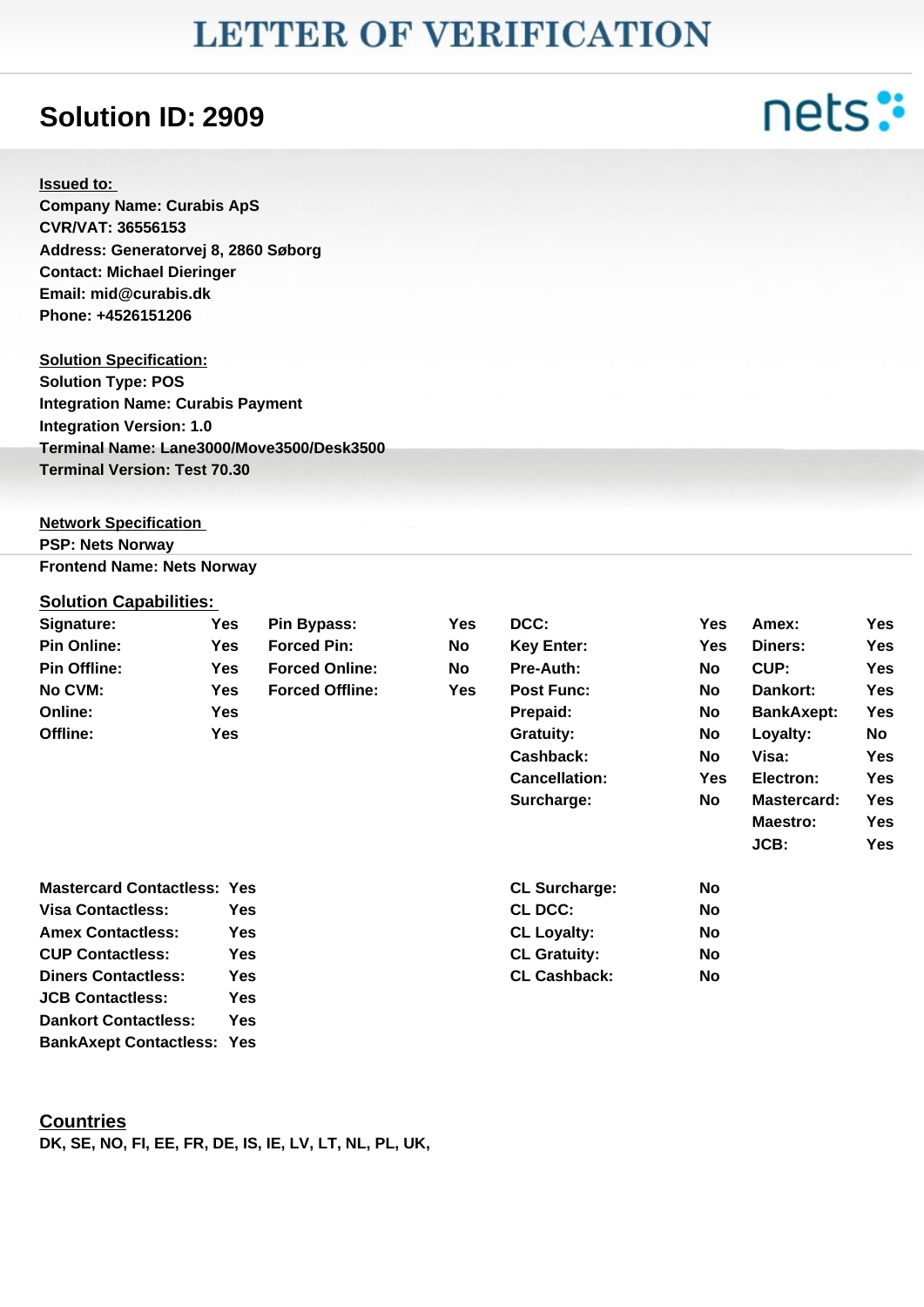# LETTER OF VERIFICATION

## Solution ID: 2909

nets

**Issued to:**
**Company Name: Curabis ApS**
**CVR/VAT: 36556153**
**Address: Generatorvej 8, 2860 Søborg**
**Contact: Michael Dieringer**
**Email: mid@curabis.dk**
**Phone: +4526151206**

**Solution Specification:**
**Solution Type: POS**
**Integration Name: Curabis Payment**
**Integration Version: 1.0**
**Terminal Name: Lane3000/Move3500/Desk3500**
**Terminal Version: Test 70.30**

**Network Specification**
**PSP: Nets Norway**
**Frontend Name: Nets Norway**

### Solution Capabilities:

| | | | | | | | |
|---|---|---|---|---|---|---|---|
| Signature: | Yes | Pin Bypass: | Yes | DCC: | Yes | Amex: | Yes |
| Pin Online: | Yes | Forced Pin: | No | Key Enter: | Yes | Diners: | Yes |
| Pin Offline: | Yes | Forced Online: | No | Pre-Auth: | No | CUP: | Yes |
| No CVM: | Yes | Forced Offline: | Yes | Post Func: | No | Dankort: | Yes |
| Online: | Yes | | | Prepaid: | No | BankAxept: | Yes |
| Offline: | Yes | | | Gratuity: | No | Loyalty: | No |
| | | | | Cashback: | No | Visa: | Yes |
| | | | | Cancellation: | Yes | Electron: | Yes |
| | | | | Surcharge: | No | Mastercard: | Yes |
| | | | | | | Maestro: | Yes |
| | | | | | | JCB: | Yes |

| | | | |
|---|---|---|---|
| Mastercard Contactless: | Yes | CL Surcharge: | No |
| Visa Contactless: | Yes | CL DCC: | No |
| Amex Contactless: | Yes | CL Loyalty: | No |
| CUP Contactless: | Yes | CL Gratuity: | No |
| Diners Contactless: | Yes | CL Cashback: | No |
| JCB Contactless: | Yes | | |
| Dankort Contactless: | Yes | | |
| BankAxept Contactless: | Yes | | |

### Countries

**DK, SE, NO, FI, EE, FR, DE, IS, IE, LV, LT, NL, PL, UK,**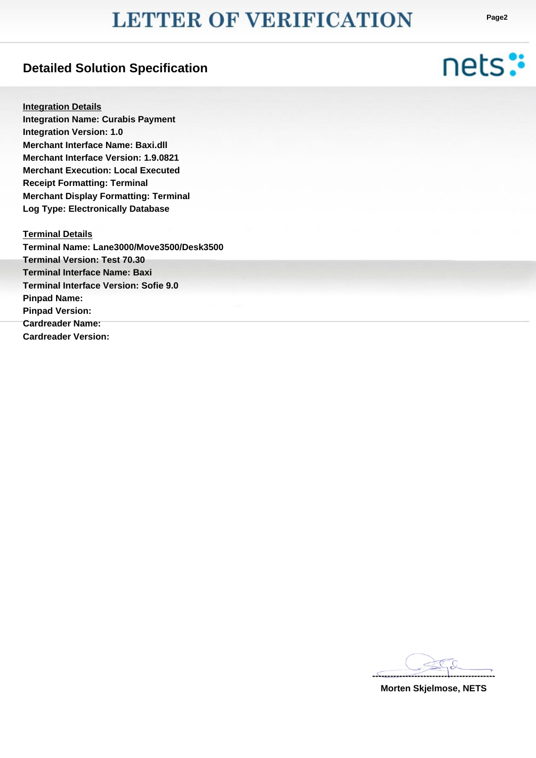# LETTER OF VERIFICATION

## Detailed Solution Specification

**Integration Details**
**Integration Name: Curabis Payment**
**Integration Version: 1.0**
**Merchant Interface Name: Baxi.dll**
**Merchant Interface Version: 1.9.0821**
**Merchant Execution: Local Executed**
**Receipt Formatting: Terminal**
**Merchant Display Formatting: Terminal**
**Log Type: Electronically Database**

**Terminal Details**
**Terminal Name: Lane3000/Move3500/Desk3500**
**Terminal Version: Test 70.30**
**Terminal Interface Name: Baxi**
**Terminal Interface Version: Sofie 9.0**
**Pinpad Name:**
**Pinpad Version:**
**Cardreader Name:**
**Cardreader Version:**

-----------------------------------------
**Morten Skjelmose, NETS**